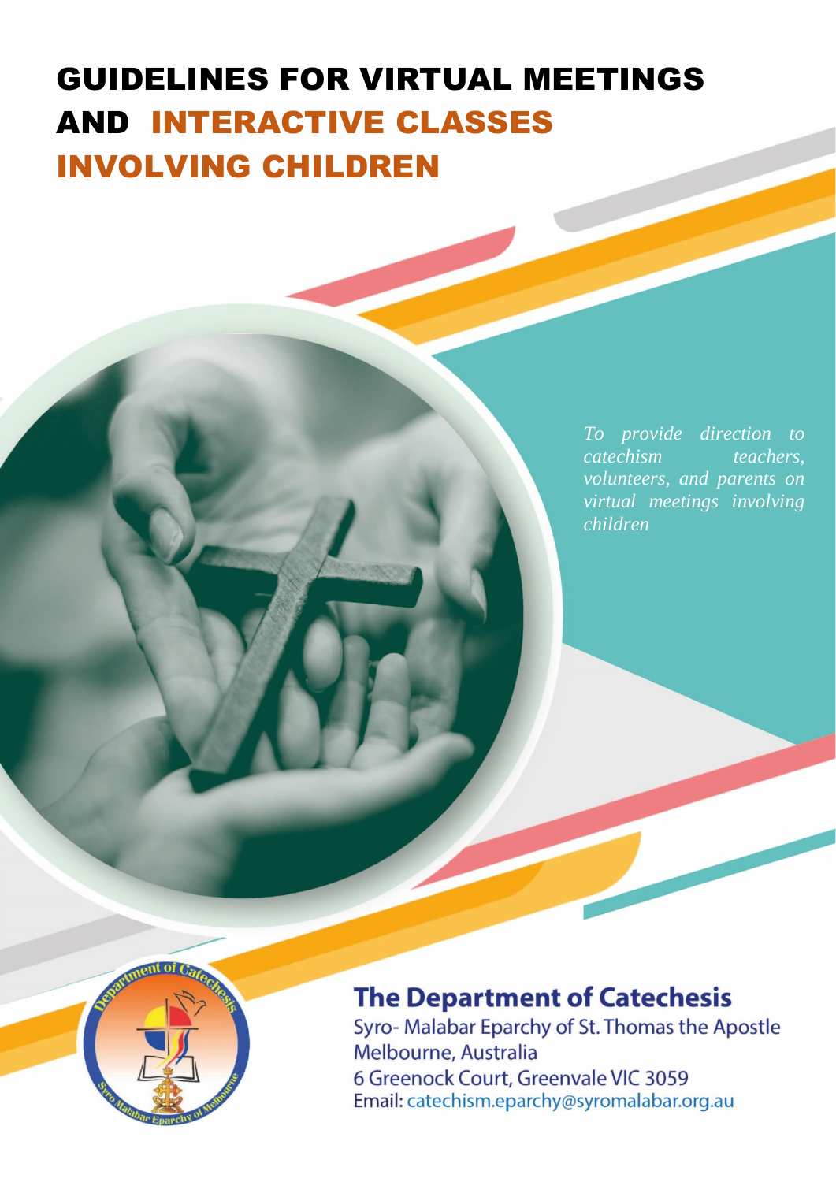# GUIDELINES FOR VIRTUAL MEETINGS AND INTERACTIVE CLASSES INVOLVING CHILDREN

*To provide direction to catechism teachers, volunteers, and parents on virtual meetings involving children*

## The Department of Catechesis

Syro- Malabar Eparchy of St. Thomas the Apostle
Melbourne, Australia
6 Greenock Court, Greenvale VIC 3059
Email: catechism.eparchy@syromalabar.org.au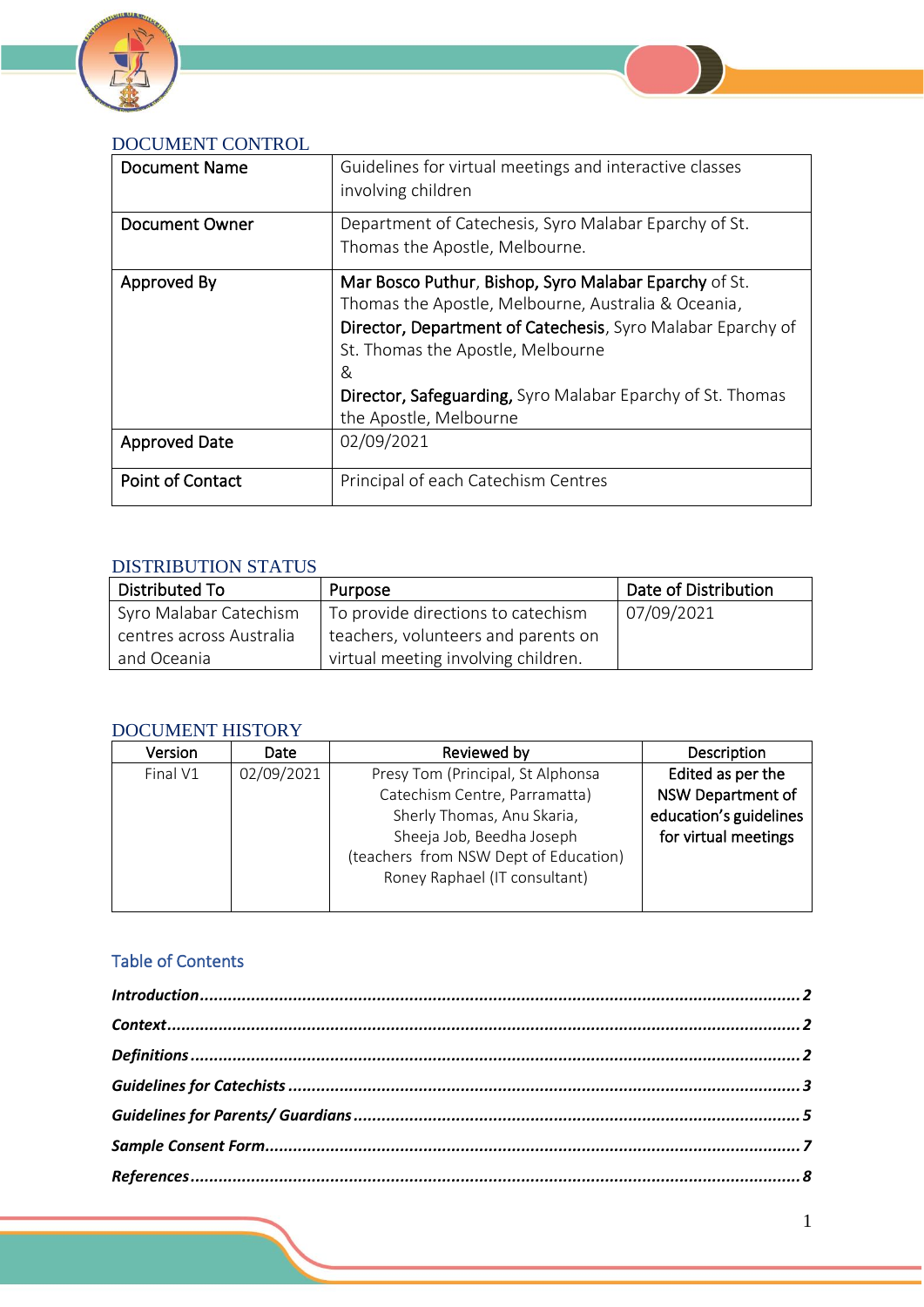## DOCUMENT CONTROL

| | |
|---|---|
| Document Name | Guidelines for virtual meetings and interactive classes involving children |
| Document Owner | Department of Catechesis, Syro Malabar Eparchy of St. Thomas the Apostle, Melbourne. |
| Approved By | **Mar Bosco Puthur**, **Bishop, Syro Malabar Eparchy** of St. Thomas the Apostle, Melbourne, Australia & Oceania, **Director, Department of Catechesis**, Syro Malabar Eparchy of St. Thomas the Apostle, Melbourne & **Director, Safeguarding,** Syro Malabar Eparchy of St. Thomas the Apostle, Melbourne |
| Approved Date | 02/09/2021 |
| Point of Contact | Principal of each Catechism Centres |

## DISTRIBUTION STATUS

| Distributed To | Purpose | Date of Distribution |
|---|---|---|
| Syro Malabar Catechism centres across Australia and Oceania | To provide directions to catechism teachers, volunteers and parents on virtual meeting involving children. | 07/09/2021 |

## DOCUMENT HISTORY

| Version | Date | Reviewed by | Description |
|---|---|---|---|
| Final V1 | 02/09/2021 | Presy Tom (Principal, St Alphonsa Catechism Centre, Parramatta) Sherly Thomas, Anu Skaria, Sheeja Job, Beedha Joseph (teachers from NSW Dept of Education) Roney Raphael (IT consultant) | Edited as per the NSW Department of education's guidelines for virtual meetings |

## Table of Contents

*Introduction* ........ 2
*Context* ........ 2
*Definitions* ........ 2
*Guidelines for Catechists* ........ 3
*Guidelines for Parents/ Guardians* ........ 5
*Sample Consent Form* ........ 7
*References* ........ 8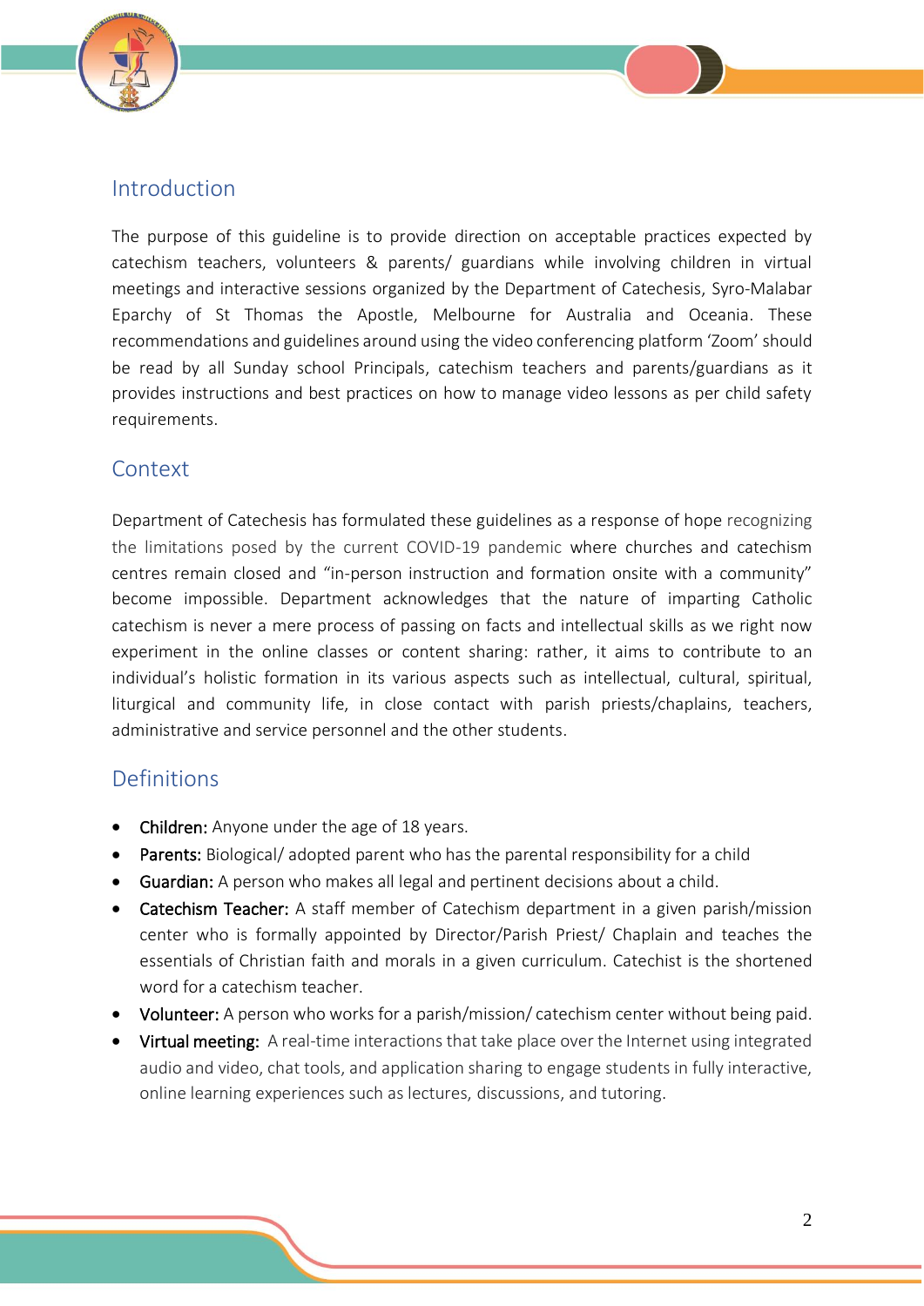## Introduction

The purpose of this guideline is to provide direction on acceptable practices expected by catechism teachers, volunteers & parents/ guardians while involving children in virtual meetings and interactive sessions organized by the Department of Catechesis, Syro-Malabar Eparchy of St Thomas the Apostle, Melbourne for Australia and Oceania. These recommendations and guidelines around using the video conferencing platform 'Zoom' should be read by all Sunday school Principals, catechism teachers and parents/guardians as it provides instructions and best practices on how to manage video lessons as per child safety requirements.

## Context

Department of Catechesis has formulated these guidelines as a response of hope recognizing the limitations posed by the current COVID-19 pandemic where churches and catechism centres remain closed and "in-person instruction and formation onsite with a community" become impossible. Department acknowledges that the nature of imparting Catholic catechism is never a mere process of passing on facts and intellectual skills as we right now experiment in the online classes or content sharing: rather, it aims to contribute to an individual's holistic formation in its various aspects such as intellectual, cultural, spiritual, liturgical and community life, in close contact with parish priests/chaplains, teachers, administrative and service personnel and the other students.

## Definitions

- **Children:** Anyone under the age of 18 years.
- **Parents:** Biological/ adopted parent who has the parental responsibility for a child
- **Guardian:** A person who makes all legal and pertinent decisions about a child.
- **Catechism Teacher:** A staff member of Catechism department in a given parish/mission center who is formally appointed by Director/Parish Priest/ Chaplain and teaches the essentials of Christian faith and morals in a given curriculum. Catechist is the shortened word for a catechism teacher.
- **Volunteer:** A person who works for a parish/mission/ catechism center without being paid.
- **Virtual meeting:** A real-time interactions that take place over the Internet using integrated audio and video, chat tools, and application sharing to engage students in fully interactive, online learning experiences such as lectures, discussions, and tutoring.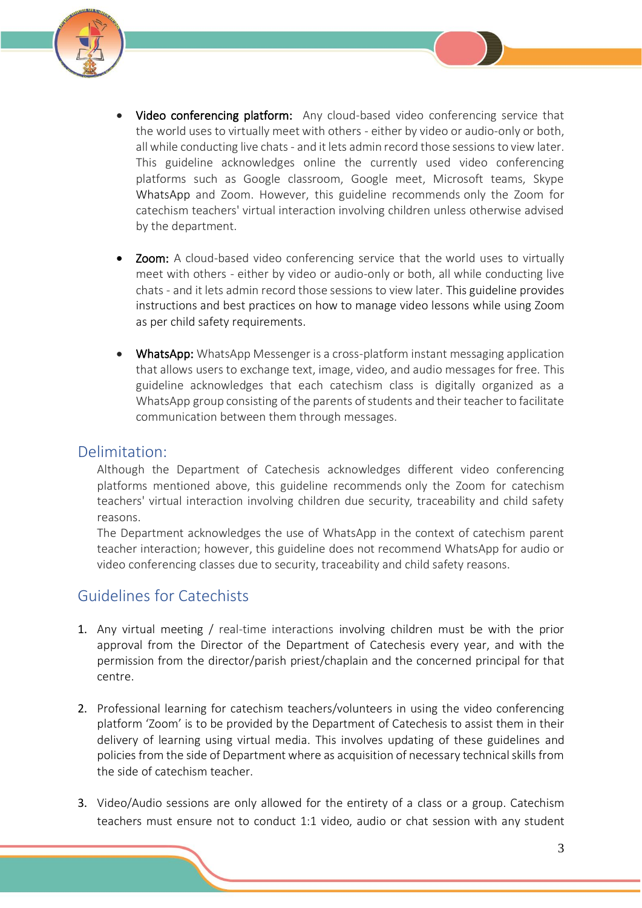- **Video conferencing platform:** Any cloud-based video conferencing service that the world uses to virtually meet with others - either by video or audio-only or both, all while conducting live chats - and it lets admin record those sessions to view later. This guideline acknowledges online the currently used video conferencing platforms such as Google classroom, Google meet, Microsoft teams, Skype WhatsApp and Zoom. However, this guideline recommends only the Zoom for catechism teachers' virtual interaction involving children unless otherwise advised by the department.

- **Zoom:** A cloud-based video conferencing service that the world uses to virtually meet with others - either by video or audio-only or both, all while conducting live chats - and it lets admin record those sessions to view later. This guideline provides instructions and best practices on how to manage video lessons while using Zoom as per child safety requirements.

- **WhatsApp:** WhatsApp Messenger is a cross-platform instant messaging application that allows users to exchange text, image, video, and audio messages for free. This guideline acknowledges that each catechism class is digitally organized as a WhatsApp group consisting of the parents of students and their teacher to facilitate communication between them through messages.

## Delimitation:

Although the Department of Catechesis acknowledges different video conferencing platforms mentioned above, this guideline recommends only the Zoom for catechism teachers' virtual interaction involving children due security, traceability and child safety reasons.

The Department acknowledges the use of WhatsApp in the context of catechism parent teacher interaction; however, this guideline does not recommend WhatsApp for audio or video conferencing classes due to security, traceability and child safety reasons.

## Guidelines for Catechists

1. Any virtual meeting / real-time interactions involving children must be with the prior approval from the Director of the Department of Catechesis every year, and with the permission from the director/parish priest/chaplain and the concerned principal for that centre.

2. Professional learning for catechism teachers/volunteers in using the video conferencing platform 'Zoom' is to be provided by the Department of Catechesis to assist them in their delivery of learning using virtual media. This involves updating of these guidelines and policies from the side of Department where as acquisition of necessary technical skills from the side of catechism teacher.

3. Video/Audio sessions are only allowed for the entirety of a class or a group. Catechism teachers must ensure not to conduct 1:1 video, audio or chat session with any student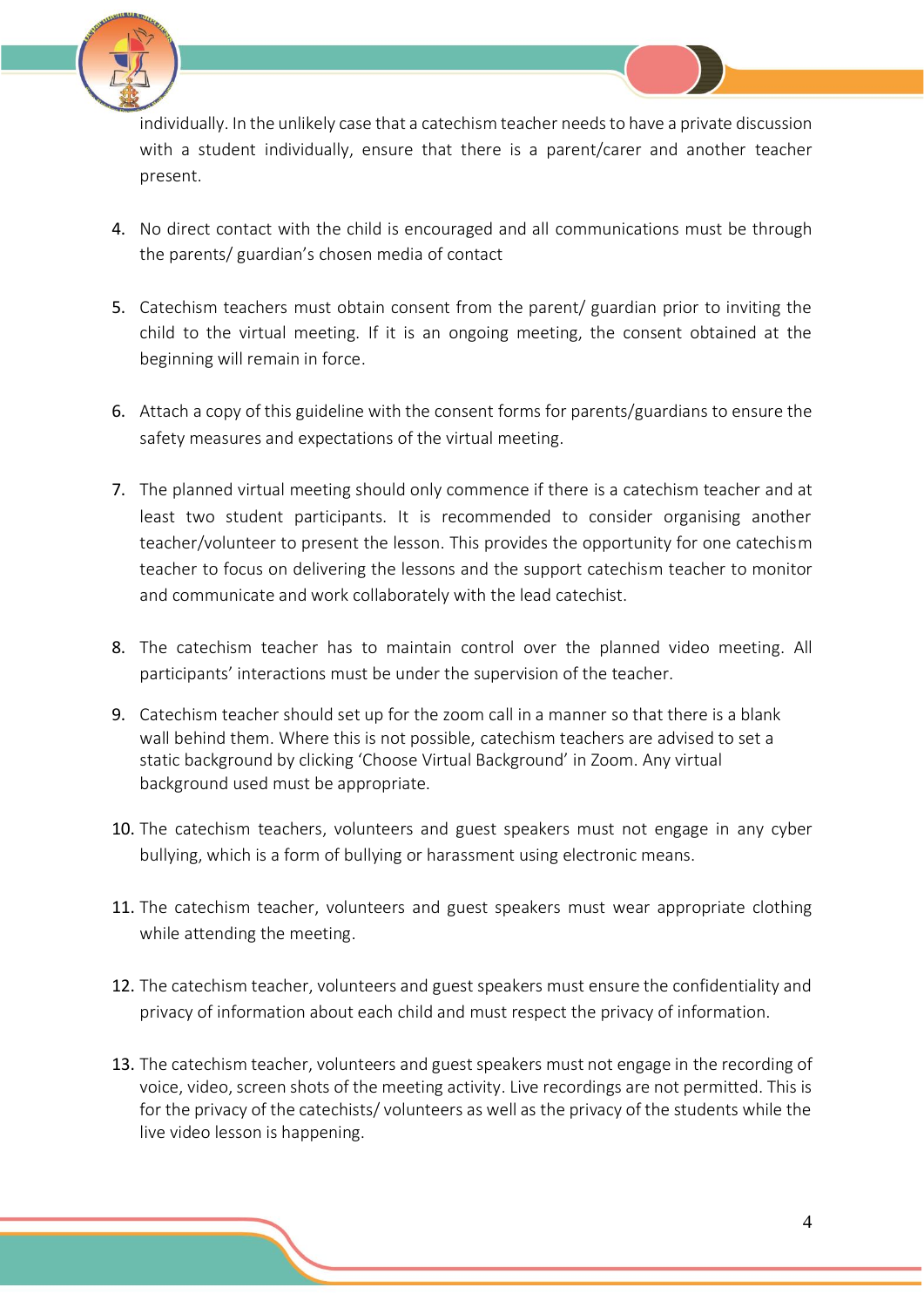individually. In the unlikely case that a catechism teacher needs to have a private discussion with a student individually, ensure that there is a parent/carer and another teacher present.

4. No direct contact with the child is encouraged and all communications must be through the parents/ guardian's chosen media of contact

5. Catechism teachers must obtain consent from the parent/ guardian prior to inviting the child to the virtual meeting. If it is an ongoing meeting, the consent obtained at the beginning will remain in force.

6. Attach a copy of this guideline with the consent forms for parents/guardians to ensure the safety measures and expectations of the virtual meeting.

7. The planned virtual meeting should only commence if there is a catechism teacher and at least two student participants. It is recommended to consider organising another teacher/volunteer to present the lesson. This provides the opportunity for one catechism teacher to focus on delivering the lessons and the support catechism teacher to monitor and communicate and work collaborately with the lead catechist.

8. The catechism teacher has to maintain control over the planned video meeting. All participants' interactions must be under the supervision of the teacher.

9. Catechism teacher should set up for the zoom call in a manner so that there is a blank wall behind them. Where this is not possible, catechism teachers are advised to set a static background by clicking 'Choose Virtual Background' in Zoom. Any virtual background used must be appropriate.

10. The catechism teachers, volunteers and guest speakers must not engage in any cyber bullying, which is a form of bullying or harassment using electronic means.

11. The catechism teacher, volunteers and guest speakers must wear appropriate clothing while attending the meeting.

12. The catechism teacher, volunteers and guest speakers must ensure the confidentiality and privacy of information about each child and must respect the privacy of information.

13. The catechism teacher, volunteers and guest speakers must not engage in the recording of voice, video, screen shots of the meeting activity. Live recordings are not permitted. This is for the privacy of the catechists/ volunteers as well as the privacy of the students while the live video lesson is happening.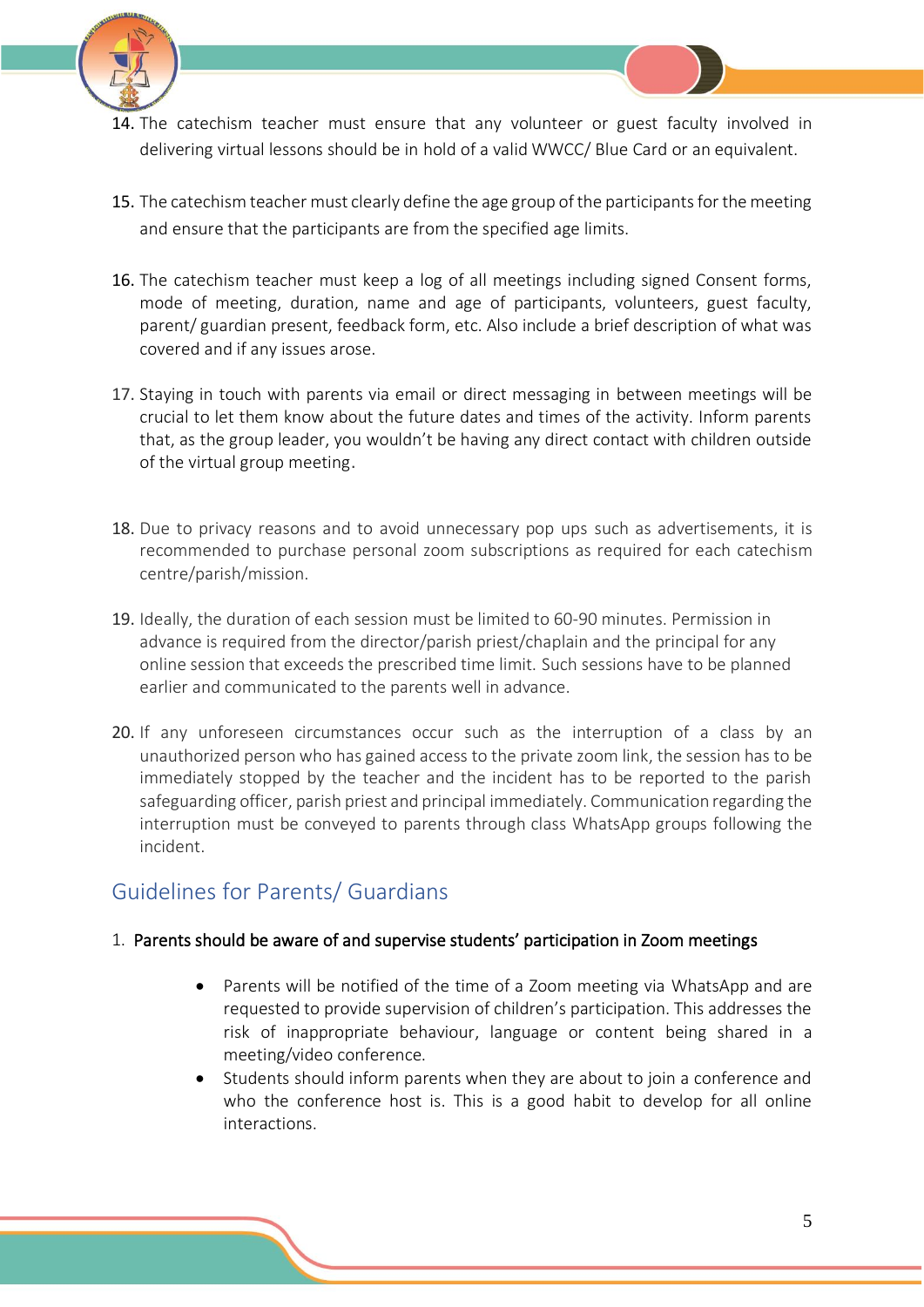14. The catechism teacher must ensure that any volunteer or guest faculty involved in delivering virtual lessons should be in hold of a valid WWCC/ Blue Card or an equivalent.

15. The catechism teacher must clearly define the age group of the participants for the meeting and ensure that the participants are from the specified age limits.

16. The catechism teacher must keep a log of all meetings including signed Consent forms, mode of meeting, duration, name and age of participants, volunteers, guest faculty, parent/ guardian present, feedback form, etc. Also include a brief description of what was covered and if any issues arose.

17. Staying in touch with parents via email or direct messaging in between meetings will be crucial to let them know about the future dates and times of the activity. Inform parents that, as the group leader, you wouldn't be having any direct contact with children outside of the virtual group meeting.

18. Due to privacy reasons and to avoid unnecessary pop ups such as advertisements, it is recommended to purchase personal zoom subscriptions as required for each catechism centre/parish/mission.

19. Ideally, the duration of each session must be limited to 60-90 minutes. Permission in advance is required from the director/parish priest/chaplain and the principal for any online session that exceeds the prescribed time limit. Such sessions have to be planned earlier and communicated to the parents well in advance.

20. If any unforeseen circumstances occur such as the interruption of a class by an unauthorized person who has gained access to the private zoom link, the session has to be immediately stopped by the teacher and the incident has to be reported to the parish safeguarding officer, parish priest and principal immediately. Communication regarding the interruption must be conveyed to parents through class WhatsApp groups following the incident.

## Guidelines for Parents/ Guardians

1. **Parents should be aware of and supervise students' participation in Zoom meetings**

    - Parents will be notified of the time of a Zoom meeting via WhatsApp and are requested to provide supervision of children's participation. This addresses the risk of inappropriate behaviour, language or content being shared in a meeting/video conference.
    - Students should inform parents when they are about to join a conference and who the conference host is. This is a good habit to develop for all online interactions.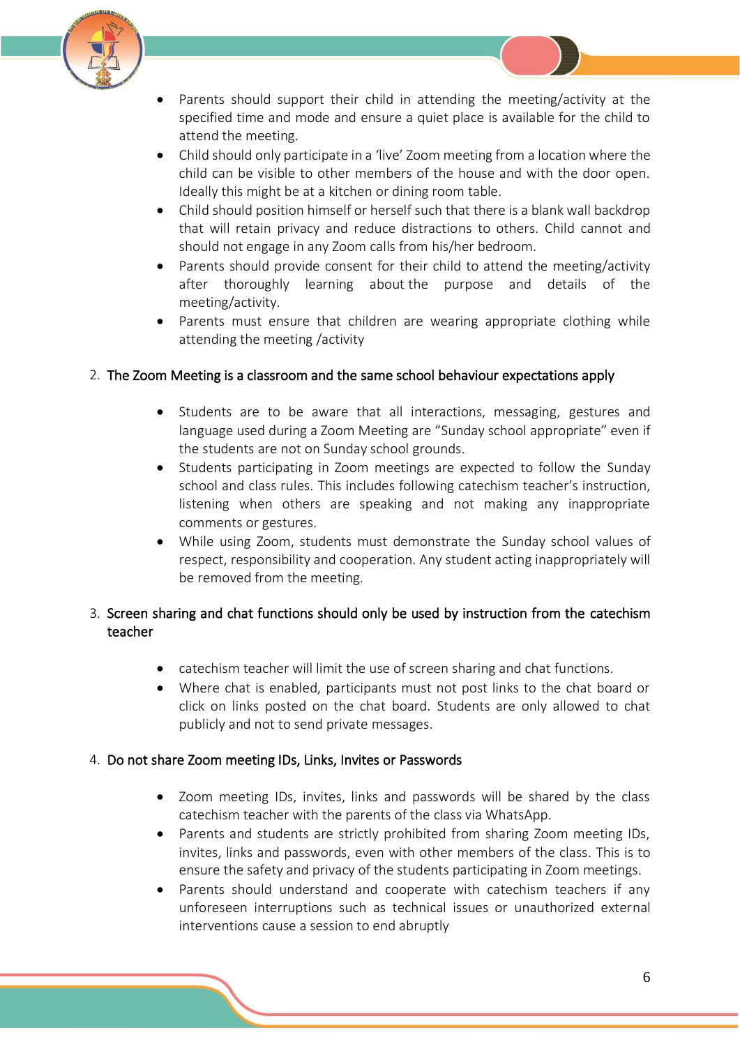- Parents should support their child in attending the meeting/activity at the specified time and mode and ensure a quiet place is available for the child to attend the meeting.
- Child should only participate in a 'live' Zoom meeting from a location where the child can be visible to other members of the house and with the door open. Ideally this might be at a kitchen or dining room table.
- Child should position himself or herself such that there is a blank wall backdrop that will retain privacy and reduce distractions to others. Child cannot and should not engage in any Zoom calls from his/her bedroom.
- Parents should provide consent for their child to attend the meeting/activity after thoroughly learning about the purpose and details of the meeting/activity.
- Parents must ensure that children are wearing appropriate clothing while attending the meeting /activity

2. The Zoom Meeting is a classroom and the same school behaviour expectations apply

    - Students are to be aware that all interactions, messaging, gestures and language used during a Zoom Meeting are "Sunday school appropriate" even if the students are not on Sunday school grounds.
    - Students participating in Zoom meetings are expected to follow the Sunday school and class rules. This includes following catechism teacher's instruction, listening when others are speaking and not making any inappropriate comments or gestures.
    - While using Zoom, students must demonstrate the Sunday school values of respect, responsibility and cooperation. Any student acting inappropriately will be removed from the meeting.

3. Screen sharing and chat functions should only be used by instruction from the catechism teacher

    - catechism teacher will limit the use of screen sharing and chat functions.
    - Where chat is enabled, participants must not post links to the chat board or click on links posted on the chat board. Students are only allowed to chat publicly and not to send private messages.

4. Do not share Zoom meeting IDs, Links, Invites or Passwords

    - Zoom meeting IDs, invites, links and passwords will be shared by the class catechism teacher with the parents of the class via WhatsApp.
    - Parents and students are strictly prohibited from sharing Zoom meeting IDs, invites, links and passwords, even with other members of the class. This is to ensure the safety and privacy of the students participating in Zoom meetings.
    - Parents should understand and cooperate with catechism teachers if any unforeseen interruptions such as technical issues or unauthorized external interventions cause a session to end abruptly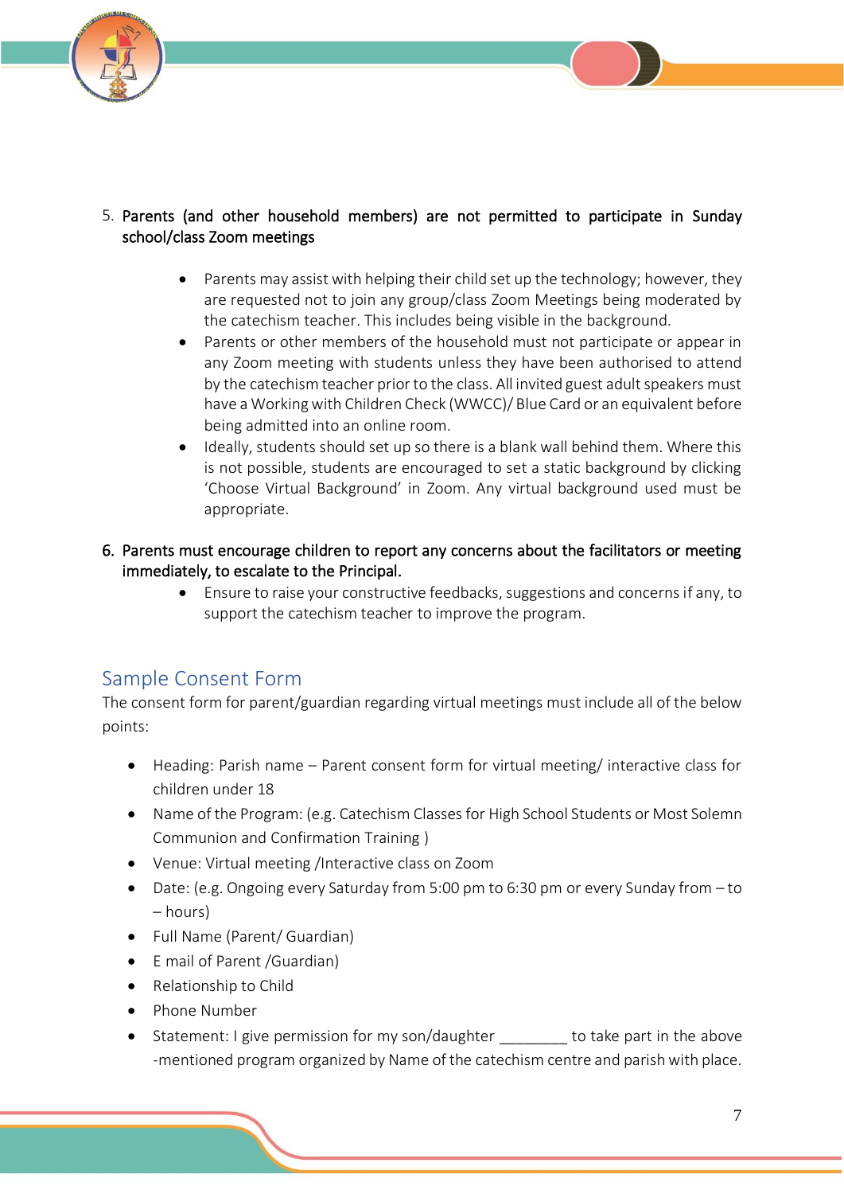5. **Parents (and other household members) are not permitted to participate in Sunday school/class Zoom meetings**

    - Parents may assist with helping their child set up the technology; however, they are requested not to join any group/class Zoom Meetings being moderated by the catechism teacher. This includes being visible in the background.
    - Parents or other members of the household must not participate or appear in any Zoom meeting with students unless they have been authorised to attend by the catechism teacher prior to the class. All invited guest adult speakers must have a Working with Children Check (WWCC)/ Blue Card or an equivalent before being admitted into an online room.
    - Ideally, students should set up so there is a blank wall behind them. Where this is not possible, students are encouraged to set a static background by clicking 'Choose Virtual Background' in Zoom. Any virtual background used must be appropriate.

6. **Parents must encourage children to report any concerns about the facilitators or meeting immediately, to escalate to the Principal.**

    - Ensure to raise your constructive feedbacks, suggestions and concerns if any, to support the catechism teacher to improve the program.

## Sample Consent Form

The consent form for parent/guardian regarding virtual meetings must include all of the below points:

- Heading: Parish name – Parent consent form for virtual meeting/ interactive class for children under 18
- Name of the Program: (e.g. Catechism Classes for High School Students or Most Solemn Communion and Confirmation Training )
- Venue: Virtual meeting /Interactive class on Zoom
- Date: (e.g. Ongoing every Saturday from 5:00 pm to 6:30 pm or every Sunday from – to – hours)
- Full Name (Parent/ Guardian)
- E mail of Parent /Guardian)
- Relationship to Child
- Phone Number
- Statement: I give permission for my son/daughter ________ to take part in the above -mentioned program organized by Name of the catechism centre and parish with place.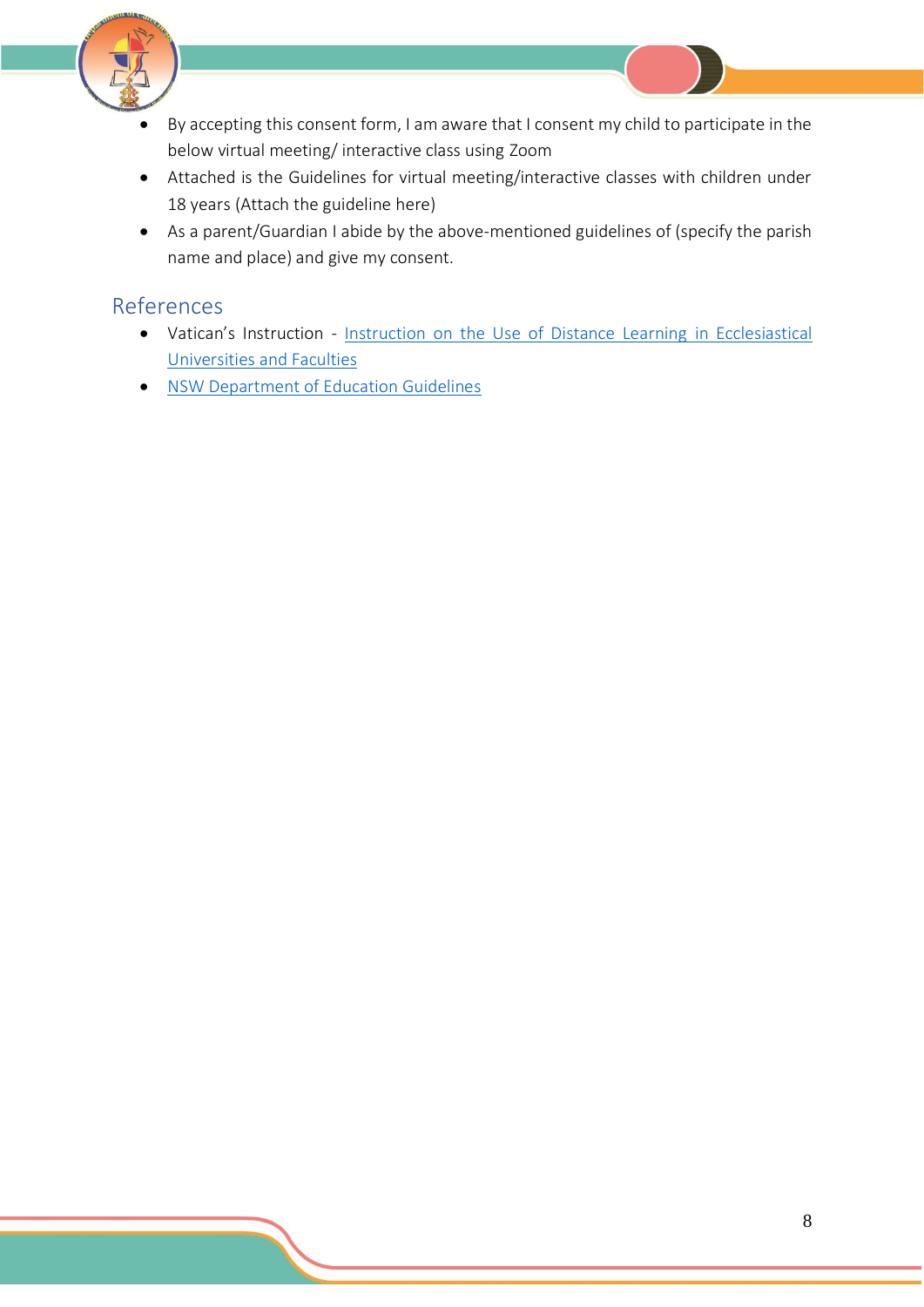- By accepting this consent form, I am aware that I consent my child to participate in the below virtual meeting/ interactive class using Zoom
- Attached is the Guidelines for virtual meeting/interactive classes with children under 18 years (Attach the guideline here)
- As a parent/Guardian I abide by the above-mentioned guidelines of (specify the parish name and place) and give my consent.

## References

- Vatican's Instruction - Instruction on the Use of Distance Learning in Ecclesiastical Universities and Faculties
- NSW Department of Education Guidelines